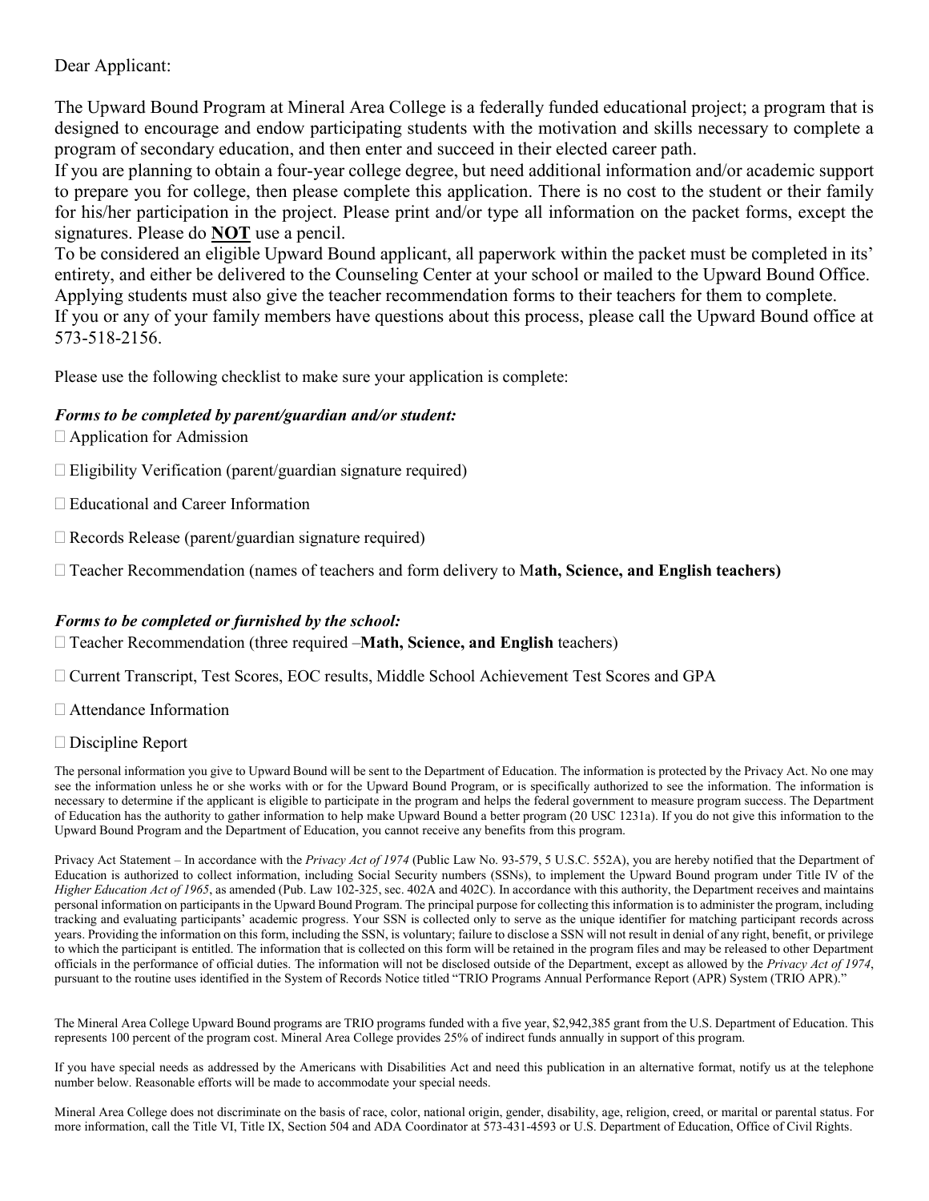Dear Applicant:

The Upward Bound Program at Mineral Area College is a federally funded educational project; a program that is designed to encourage and endow participating students with the motivation and skills necessary to complete a program of secondary education, and then enter and succeed in their elected career path.

If you are planning to obtain a four-year college degree, but need additional information and/or academic support to prepare you for college, then please complete this application. There is no cost to the student or their family for his/her participation in the project. Please print and/or type all information on the packet forms, except the signatures. Please do **NOT** use a pencil.

To be considered an eligible Upward Bound applicant, all paperwork within the packet must be completed in its' entirety, and either be delivered to the Counseling Center at your school or mailed to the Upward Bound Office. Applying students must also give the teacher recommendation forms to their teachers for them to complete.

If you or any of your family members have questions about this process, please call the Upward Bound office at 573-518-2156.

Please use the following checklist to make sure your application is complete:

***Forms to be completed by parent/guardian and/or student:***

- ☐ Application for Admission
- ☐ Eligibility Verification (parent/guardian signature required)
- ☐ Educational and Career Information
- ☐ Records Release (parent/guardian signature required)
- ☐ Teacher Recommendation (names of teachers and form delivery to M**ath, Science, and English teachers)**

***Forms to be completed or furnished by the school:***

- ☐ Teacher Recommendation (three required –**Math, Science, and English** teachers)
- ☐ Current Transcript, Test Scores, EOC results, Middle School Achievement Test Scores and GPA
- ☐ Attendance Information
- ☐ Discipline Report

The personal information you give to Upward Bound will be sent to the Department of Education. The information is protected by the Privacy Act. No one may see the information unless he or she works with or for the Upward Bound Program, or is specifically authorized to see the information. The information is necessary to determine if the applicant is eligible to participate in the program and helps the federal government to measure program success. The Department of Education has the authority to gather information to help make Upward Bound a better program (20 USC 1231a). If you do not give this information to the Upward Bound Program and the Department of Education, you cannot receive any benefits from this program.

Privacy Act Statement – In accordance with the *Privacy Act of 1974* (Public Law No. 93-579, 5 U.S.C. 552A), you are hereby notified that the Department of Education is authorized to collect information, including Social Security numbers (SSNs), to implement the Upward Bound program under Title IV of the *Higher Education Act of 1965*, as amended (Pub. Law 102-325, sec. 402A and 402C). In accordance with this authority, the Department receives and maintains personal information on participants in the Upward Bound Program. The principal purpose for collecting this information is to administer the program, including tracking and evaluating participants' academic progress. Your SSN is collected only to serve as the unique identifier for matching participant records across years. Providing the information on this form, including the SSN, is voluntary; failure to disclose a SSN will not result in denial of any right, benefit, or privilege to which the participant is entitled. The information that is collected on this form will be retained in the program files and may be released to other Department officials in the performance of official duties. The information will not be disclosed outside of the Department, except as allowed by the *Privacy Act of 1974*, pursuant to the routine uses identified in the System of Records Notice titled "TRIO Programs Annual Performance Report (APR) System (TRIO APR)."

The Mineral Area College Upward Bound programs are TRIO programs funded with a five year, $2,942,385 grant from the U.S. Department of Education. This represents 100 percent of the program cost. Mineral Area College provides 25% of indirect funds annually in support of this program.

If you have special needs as addressed by the Americans with Disabilities Act and need this publication in an alternative format, notify us at the telephone number below. Reasonable efforts will be made to accommodate your special needs.

Mineral Area College does not discriminate on the basis of race, color, national origin, gender, disability, age, religion, creed, or marital or parental status. For more information, call the Title VI, Title IX, Section 504 and ADA Coordinator at 573-431-4593 or U.S. Department of Education, Office of Civil Rights.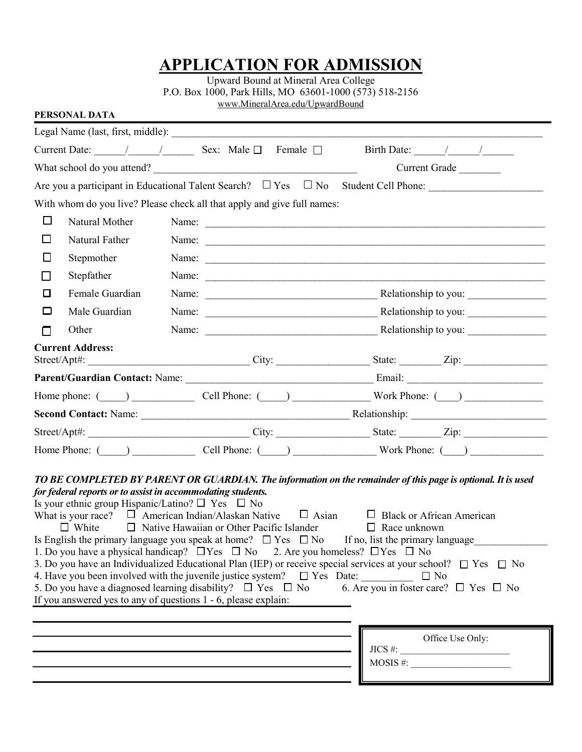# APPLICATION FOR ADMISSION

Upward Bound at Mineral Area College
P.O. Box 1000, Park Hills, MO 63601-1000 (573) 518-2156
www.MineralArea.edu/UpwardBound

**PERSONAL DATA**

Legal Name (last, first, middle): ______________________________________________

Current Date: ______/______/______ Sex: Male ☐ Female ☐ Birth Date: ______/______/______

What school do you attend? ______________________________ Current Grade ________

Are you a participant in Educational Talent Search? ☐ Yes ☐ No Student Cell Phone: ______________________

With whom do you live? Please check all that apply and give full names:

☐ Natural Mother Name: ______________________________________________

☐ Natural Father Name: ______________________________________________

☐ Stepmother Name: ______________________________________________

☐ Stepfather Name: ______________________________________________

☐ Female Guardian Name: ______________________________ Relationship to you: _______________

☐ Male Guardian Name: ______________________________ Relationship to you: _______________

☐ Other Name: ______________________________ Relationship to you: _______________

**Current Address:**
Street/Apt#: ______________________________ City: __________________ State: ________ Zip: ________________

**Parent/Guardian Contact:** Name: ______________________________ Email: ___________________________

Home phone: (_____) ____________ Cell Phone: (_____) _______________ Work Phone: (____) _______________

**Second Contact:** Name: ______________________________ Relationship: __________________________

Street/Apt#: ______________________________ City: __________________ State: ________ Zip: ________________

Home Phone: (_____) ____________ Cell Phone: (_____) ________________ Work Phone: (____) ______________

***TO BE COMPLETED BY PARENT OR GUARDIAN. The information on the remainder of this page is optional. It is used for federal reports or to assist in accommodating students.***

Is your ethnic group Hispanic/Latino? ☐ Yes ☐ No

What is your race? ☐ American Indian/Alaskan Native ☐ Asian ☐ Black or African American ☐ White ☐ Native Hawaiian or Other Pacific Islander ☐ Race unknown

Is English the primary language you speak at home? ☐ Yes ☐ No If no, list the primary language______________

1. Do you have a physical handicap? ☐Yes ☐ No 2. Are you homeless? ☐Yes ☐ No

3. Do you have an Individualized Educational Plan (IEP) or receive special services at your school? ☐ Yes ☐ No

4. Have you been involved with the juvenile justice system? ☐ Yes Date: __________ ☐ No

5. Do you have a diagnosed learning disability? ☐ Yes ☐ No 6. Are you in foster care? ☐ Yes ☐ No

If you answered yes to any of questions 1 - 6, please explain:

______________________________________________

______________________________________________

______________________________________________

______________________________________________

______________________________________________

Office Use Only:
JICS #: ________________________
MOSIS #: _____________________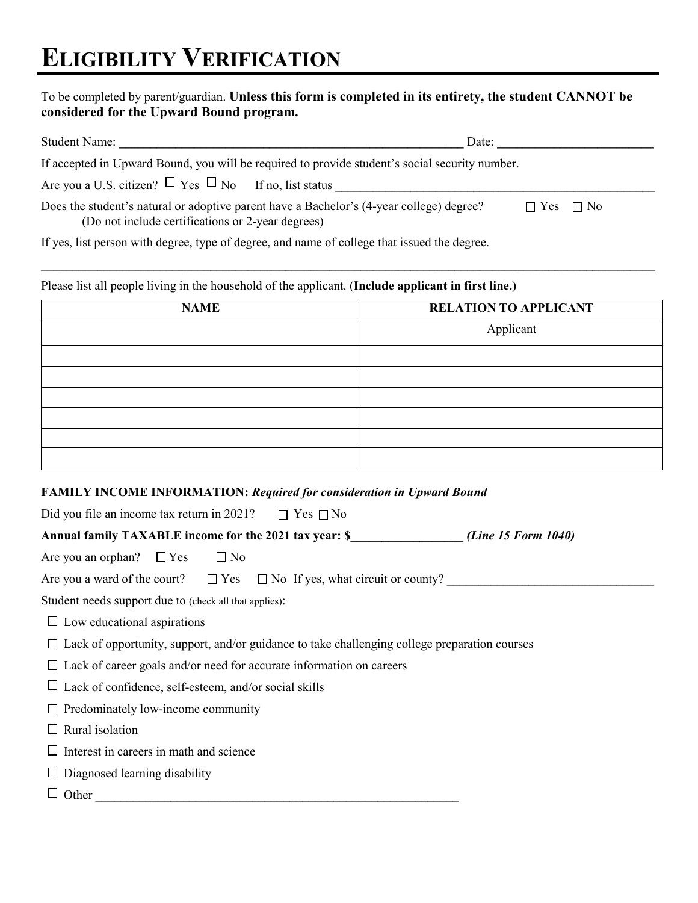# ELIGIBILITY VERIFICATION

To be completed by parent/guardian. **Unless this form is completed in its entirety, the student CANNOT be considered for the Upward Bound program.**

Student Name: ______________________________________________ Date: ______________________

If accepted in Upward Bound, you will be required to provide student's social security number.

Are you a U.S. citizen? ☐ Yes ☐ No If no, list status ____________________________________________

Does the student's natural or adoptive parent have a Bachelor's (4-year college) degree? ☐ Yes ☐ No
(Do not include certifications or 2-year degrees)

If yes, list person with degree, type of degree, and name of college that issued the degree.

______________________________________________________________________________________

Please list all people living in the household of the applicant. (**Include applicant in first line.)**

| NAME | RELATION TO APPLICANT |
|---|---|
| | Applicant |
| | |
| | |
| | |
| | |
| | |
| | |

**FAMILY INCOME INFORMATION:** ***Required for consideration in Upward Bound***

Did you file an income tax return in 2021? ☐ Yes ☐ No

**Annual family TAXABLE income for the 2021 tax year: $________________** ***(Line 15 Form 1040)***

Are you an orphan? ☐ Yes ☐ No

Are you a ward of the court? ☐ Yes ☐ No If yes, what circuit or county? ____________________________

Student needs support due to (check all that applies):

- ☐ Low educational aspirations
- ☐ Lack of opportunity, support, and/or guidance to take challenging college preparation courses
- ☐ Lack of career goals and/or need for accurate information on careers
- ☐ Lack of confidence, self-esteem, and/or social skills
- ☐ Predominately low-income community
- ☐ Rural isolation
- ☐ Interest in careers in math and science
- ☐ Diagnosed learning disability
- ☐ Other ______________________________________________________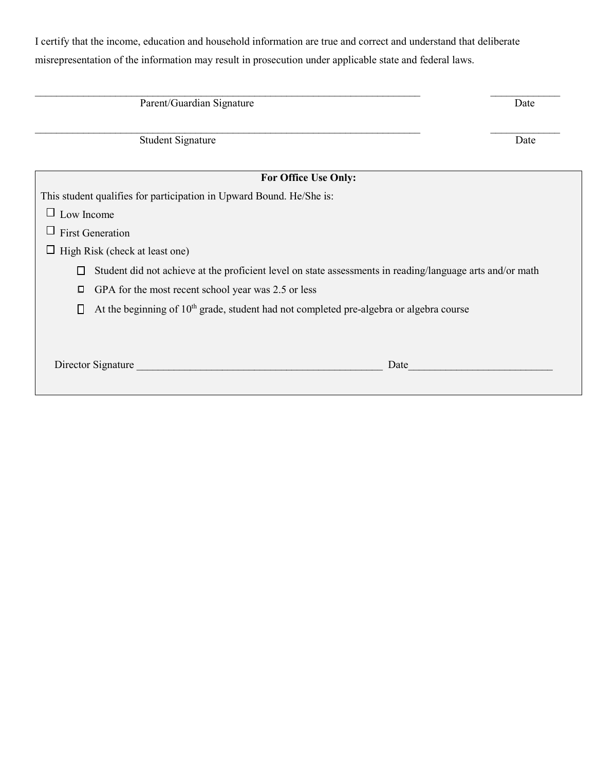I certify that the income, education and household information are true and correct and understand that deliberate misrepresentation of the information may result in prosecution under applicable state and federal laws.

\_\_\_\_\_\_\_\_\_\_\_\_\_\_\_\_\_\_\_\_\_\_\_\_\_\_\_\_\_\_\_\_\_\_\_\_\_\_\_\_\_\_\_\_\_\_\_\_\_\_\_\_\_\_\_\_ \_\_\_\_\_\_\_\_\_\_\_\_

Parent/Guardian Signature Date

\_\_\_\_\_\_\_\_\_\_\_\_\_\_\_\_\_\_\_\_\_\_\_\_\_\_\_\_\_\_\_\_\_\_\_\_\_\_\_\_\_\_\_\_\_\_\_\_\_\_\_\_\_\_\_\_ \_\_\_\_\_\_\_\_\_\_\_\_

Student Signature Date

**For Office Use Only:**

This student qualifies for participation in Upward Bound. He/She is:

- ☐ Low Income
- ☐ First Generation
- ☐ High Risk (check at least one)
  - ☐ Student did not achieve at the proficient level on state assessments in reading/language arts and/or math
  - ☐ GPA for the most recent school year was 2.5 or less
  - ☐ At the beginning of 10th grade, student had not completed pre-algebra or algebra course

Director Signature \_\_\_\_\_\_\_\_\_\_\_\_\_\_\_\_\_\_\_\_\_\_\_\_\_\_\_\_\_\_\_\_\_\_\_\_\_\_\_\_ Date\_\_\_\_\_\_\_\_\_\_\_\_\_\_\_\_\_\_\_\_\_\_\_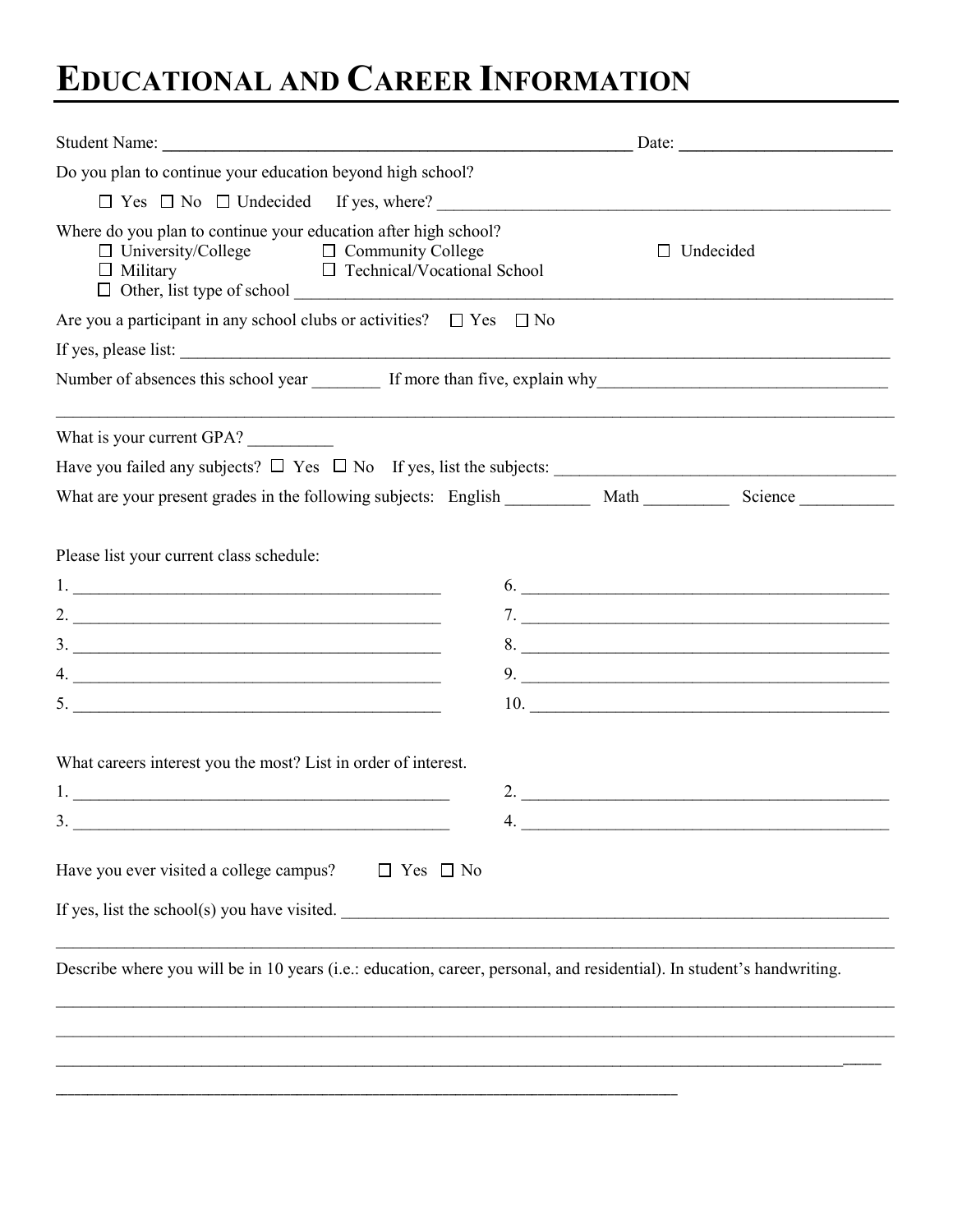# EDUCATIONAL AND CAREER INFORMATION

Student Name: ______________________________ Date: ______________

Do you plan to continue your education beyond high school?

☐ Yes ☐ No ☐ Undecided If yes, where? ______________________________

Where do you plan to continue your education after high school?

☐ University/College ☐ Community College ☐ Undecided

☐ Military ☐ Technical/Vocational School

☐ Other, list type of school ______________________________

Are you a participant in any school clubs or activities? ☐ Yes ☐ No

If yes, please list: ______________________________

Number of absences this school year ________ If more than five, explain why______________________________

______________________________

What is your current GPA? __________

Have you failed any subjects? ☐ Yes ☐ No If yes, list the subjects: ______________________________

What are your present grades in the following subjects: English __________ Math __________ Science ___________

Please list your current class schedule:

1. ______________________________
2. ______________________________
3. ______________________________
4. ______________________________
5. ______________________________
6. ______________________________
7. ______________________________
8. ______________________________
9. ______________________________
10. ______________________________

What careers interest you the most? List in order of interest.

1. ______________________________
2. ______________________________
3. ______________________________
4. ______________________________

Have you ever visited a college campus? ☐ Yes ☐ No

If yes, list the school(s) you have visited. ______________________________

______________________________

Describe where you will be in 10 years (i.e.: education, career, personal, and residential). In student's handwriting.

______________________________

______________________________

______________________________

______________________________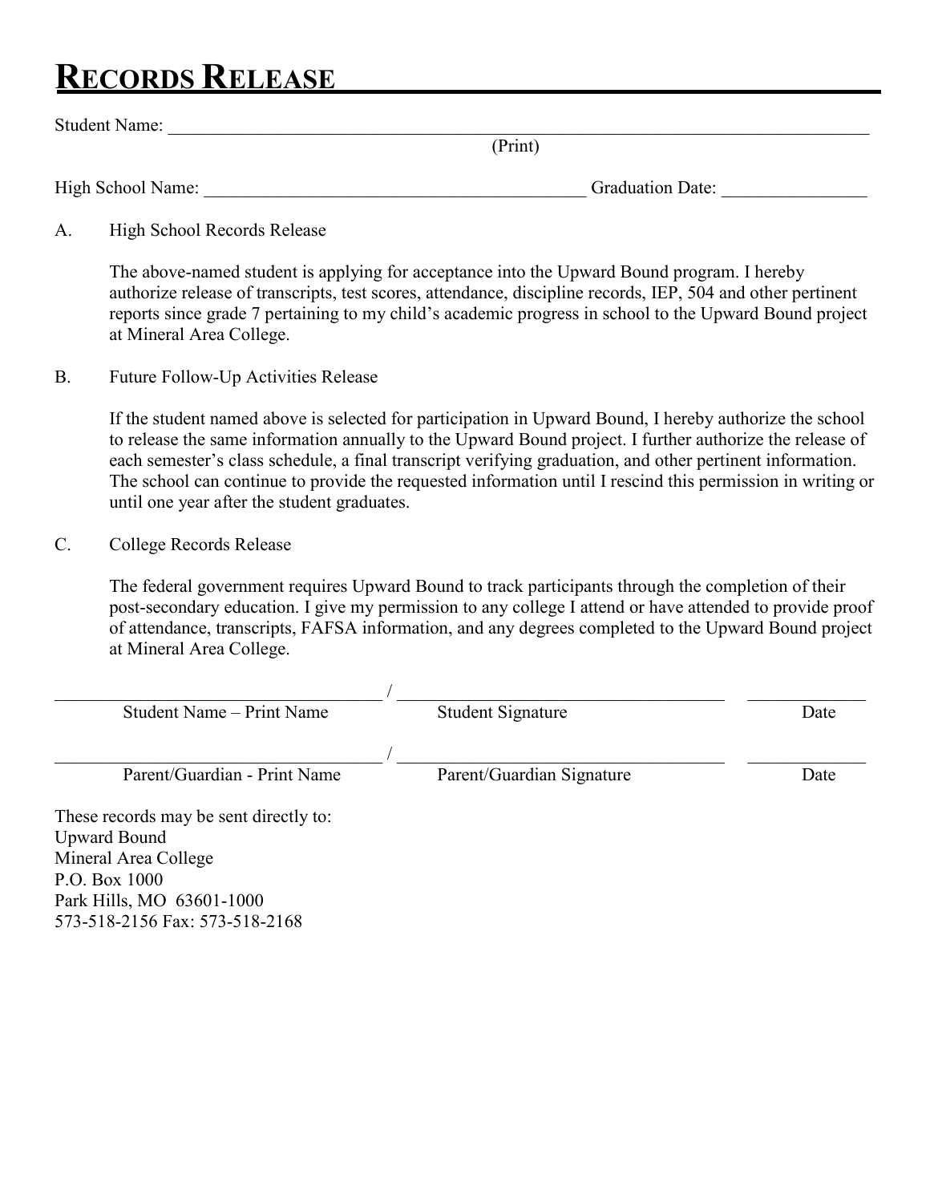# RECORDS RELEASE

Student Name: ____________________________________________________________
(Print)

High School Name: ________________________________ Graduation Date: ______________

A. High School Records Release

The above-named student is applying for acceptance into the Upward Bound program. I hereby authorize release of transcripts, test scores, attendance, discipline records, IEP, 504 and other pertinent reports since grade 7 pertaining to my child's academic progress in school to the Upward Bound project at Mineral Area College.

B. Future Follow-Up Activities Release

If the student named above is selected for participation in Upward Bound, I hereby authorize the school to release the same information annually to the Upward Bound project. I further authorize the release of each semester's class schedule, a final transcript verifying graduation, and other pertinent information. The school can continue to provide the requested information until I rescind this permission in writing or until one year after the student graduates.

C. College Records Release

The federal government requires Upward Bound to track participants through the completion of their post-secondary education. I give my permission to any college I attend or have attended to provide proof of attendance, transcripts, FAFSA information, and any degrees completed to the Upward Bound project at Mineral Area College.

______________________________ / ______________________________ ____________
Student Name – Print Name / Student Signature / Date

______________________________ / ______________________________ ____________
Parent/Guardian - Print Name / Parent/Guardian Signature / Date

These records may be sent directly to:
Upward Bound
Mineral Area College
P.O. Box 1000
Park Hills, MO 63601-1000
573-518-2156 Fax: 573-518-2168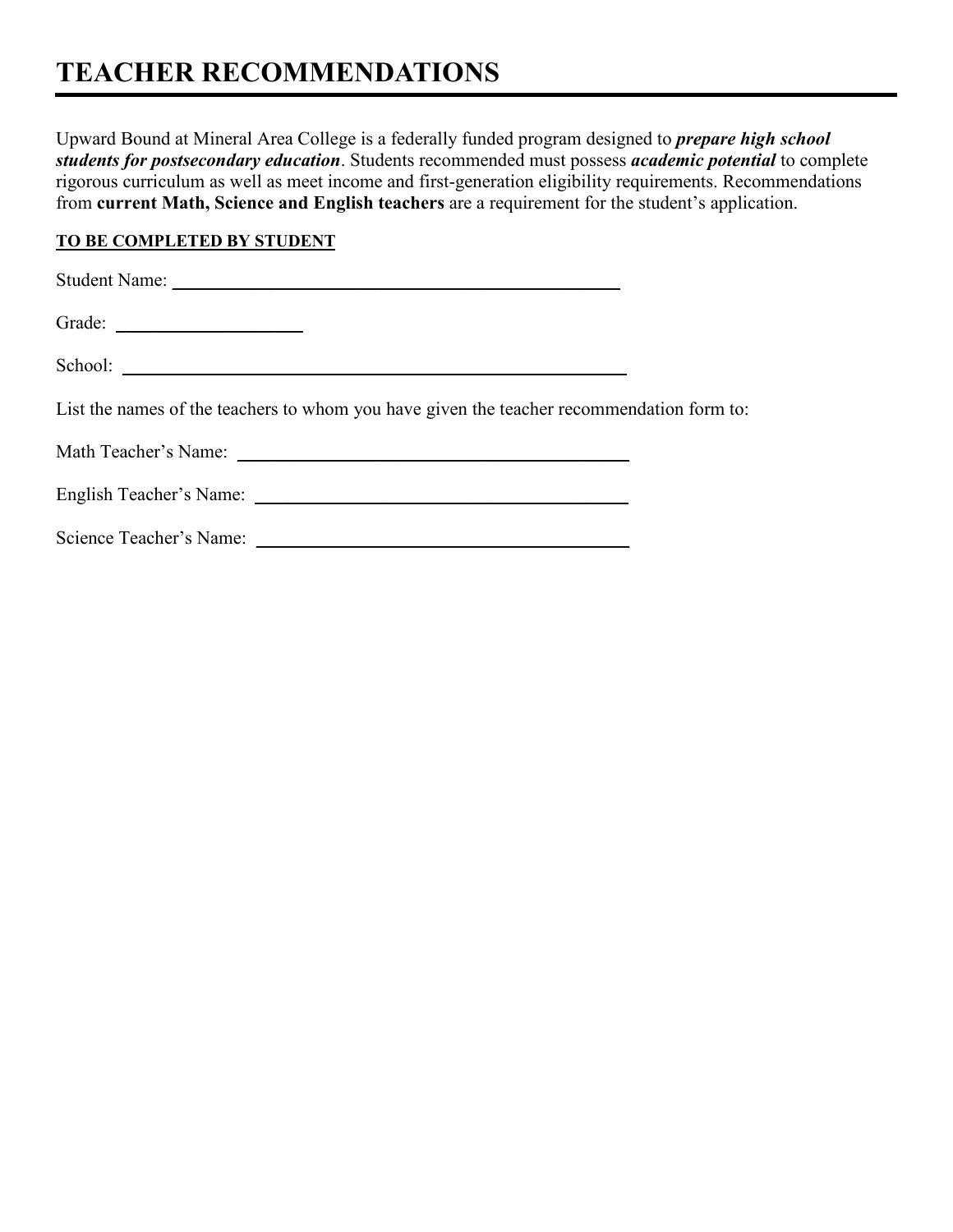# TEACHER RECOMMENDATIONS

Upward Bound at Mineral Area College is a federally funded program designed to ***prepare high school students for postsecondary education***. Students recommended must possess ***academic potential*** to complete rigorous curriculum as well as meet income and first-generation eligibility requirements. Recommendations from **current Math, Science and English teachers** are a requirement for the student's application.

**TO BE COMPLETED BY STUDENT**

Student Name: ____________________________________________

Grade: ________________

School: ____________________________________________

List the names of the teachers to whom you have given the teacher recommendation form to:

Math Teacher's Name: ______________________________________

English Teacher's Name: ______________________________________

Science Teacher's Name: ______________________________________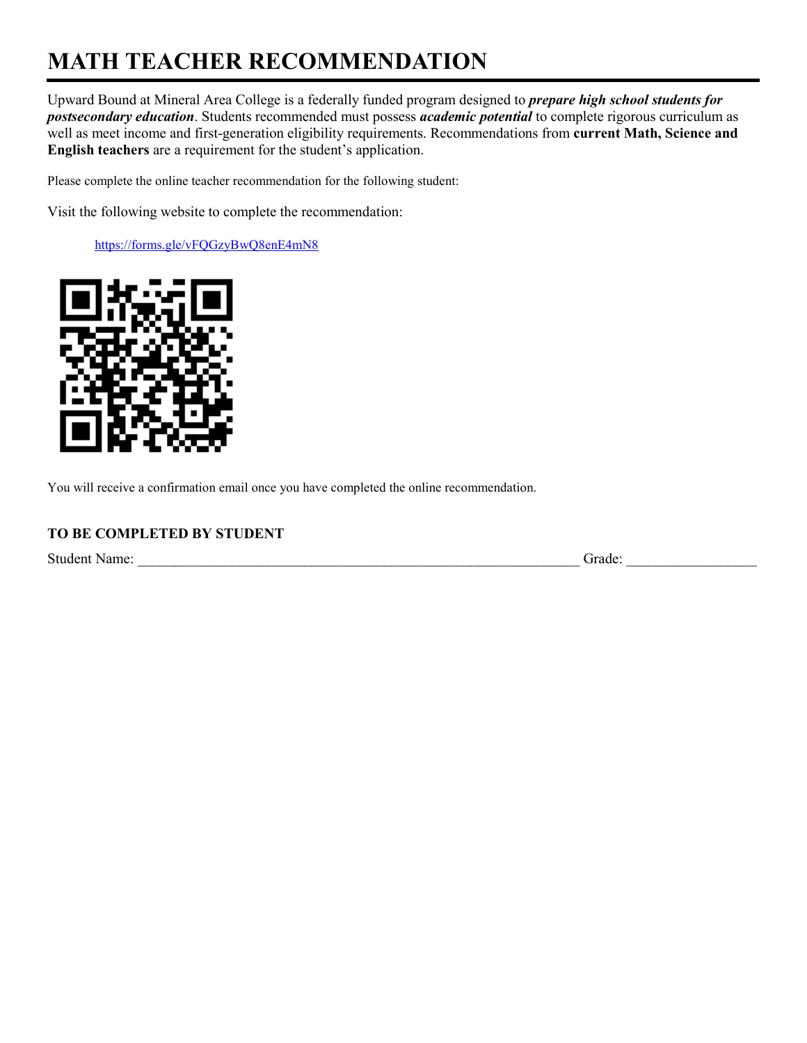# MATH TEACHER RECOMMENDATION

Upward Bound at Mineral Area College is a federally funded program designed to ***prepare high school students for postsecondary education***. Students recommended must possess ***academic potential*** to complete rigorous curriculum as well as meet income and first-generation eligibility requirements. Recommendations from **current Math, Science and English teachers** are a requirement for the student's application.

Please complete the online teacher recommendation for the following student:

Visit the following website to complete the recommendation:

https://forms.gle/vFQGzyBwQ8enE4mN8

You will receive a confirmation email once you have completed the online recommendation.

**TO BE COMPLETED BY STUDENT**

Student Name: _______________________________________________________________ Grade: __________________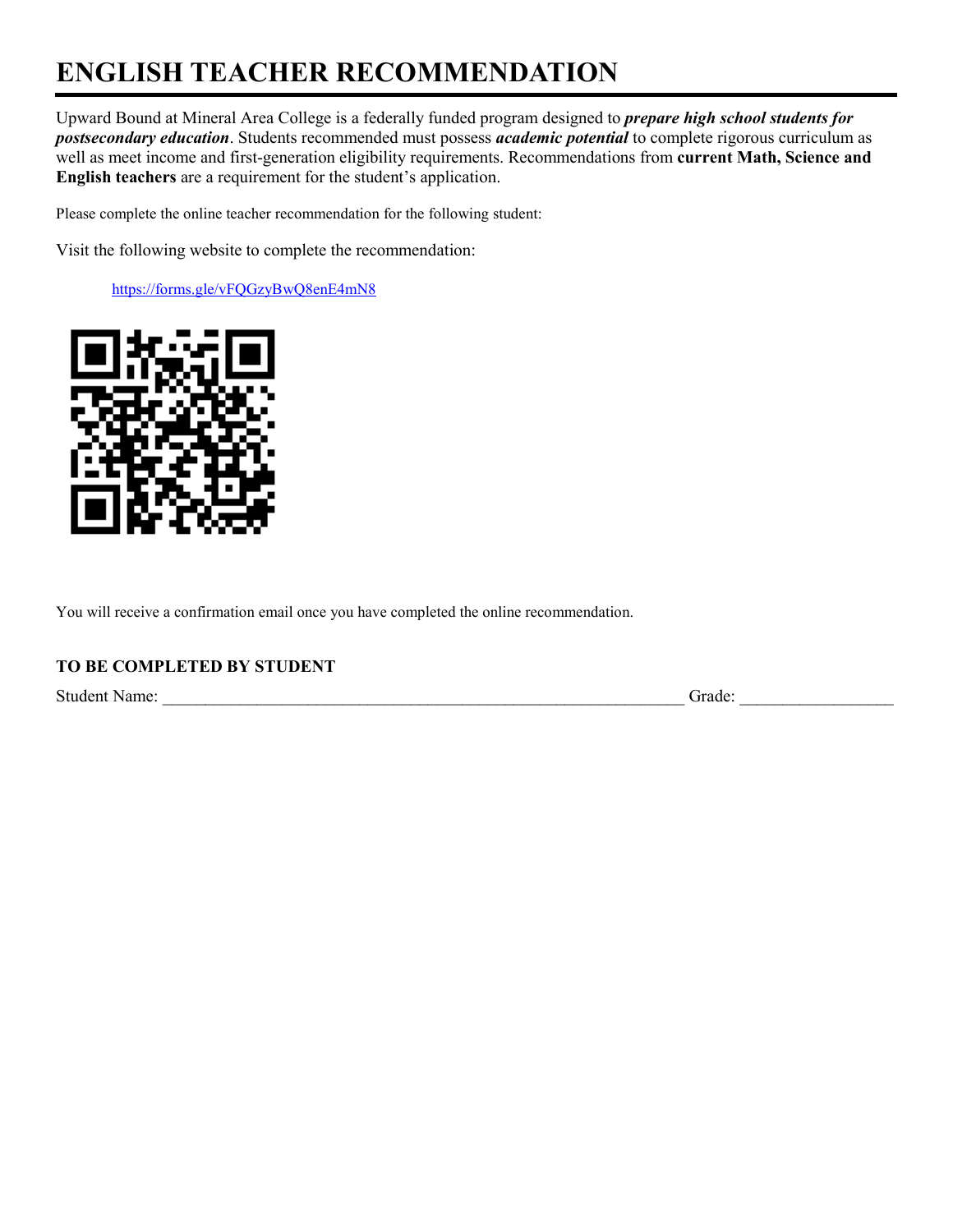# ENGLISH TEACHER RECOMMENDATION

Upward Bound at Mineral Area College is a federally funded program designed to ***prepare high school students for postsecondary education***. Students recommended must possess ***academic potential*** to complete rigorous curriculum as well as meet income and first-generation eligibility requirements. Recommendations from **current Math, Science and English teachers** are a requirement for the student's application.

Please complete the online teacher recommendation for the following student:

Visit the following website to complete the recommendation:

https://forms.gle/vFQGzyBwQ8enE4mN8

You will receive a confirmation email once you have completed the online recommendation.

**TO BE COMPLETED BY STUDENT**

Student Name: ______________________________________________________________ Grade: __________________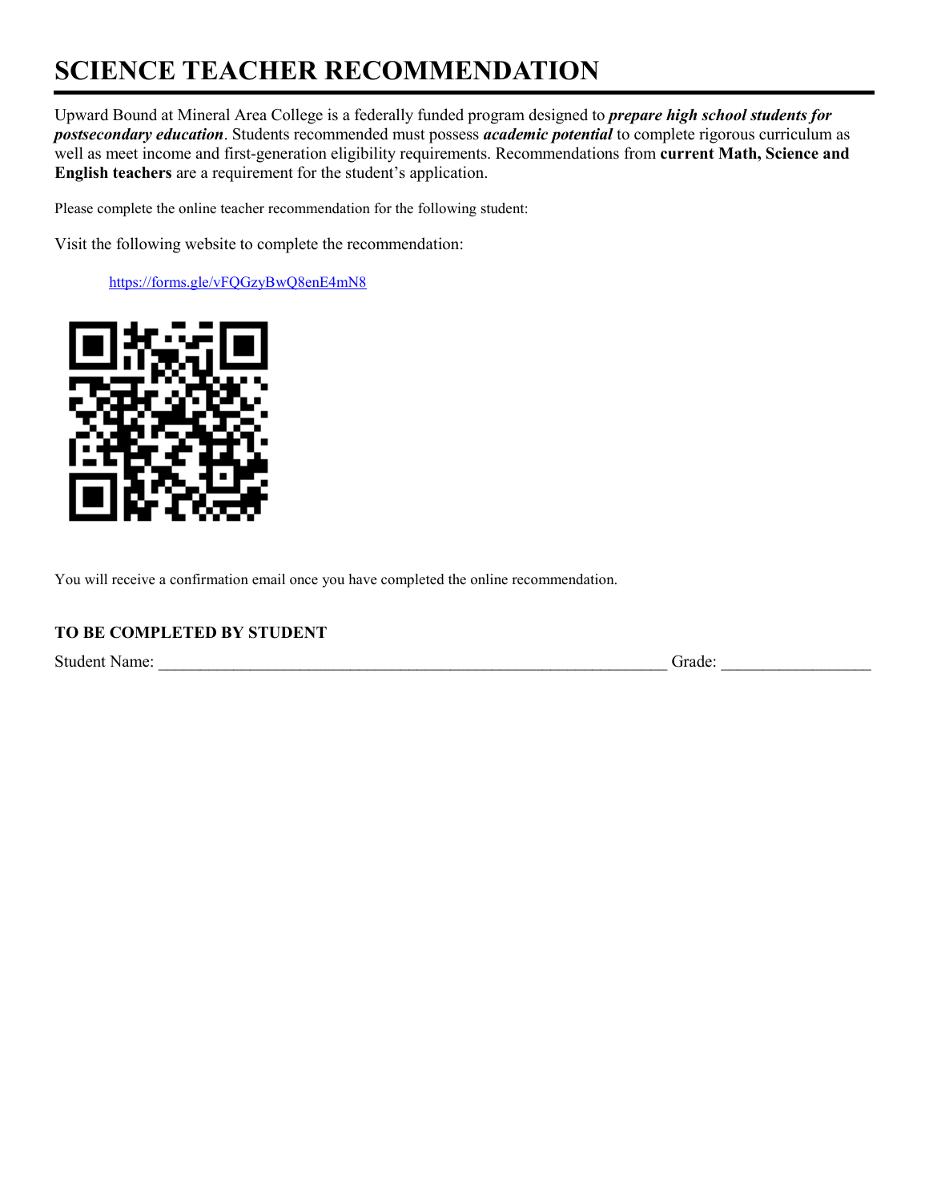# SCIENCE TEACHER RECOMMENDATION

Upward Bound at Mineral Area College is a federally funded program designed to ***prepare high school students for postsecondary education***. Students recommended must possess ***academic potential*** to complete rigorous curriculum as well as meet income and first-generation eligibility requirements. Recommendations from **current Math, Science and English teachers** are a requirement for the student's application.

Please complete the online teacher recommendation for the following student:

Visit the following website to complete the recommendation:

https://forms.gle/vFQGzyBwQ8enE4mN8

You will receive a confirmation email once you have completed the online recommendation.

**TO BE COMPLETED BY STUDENT**

Student Name: ______________________________________________________________ Grade: _________________